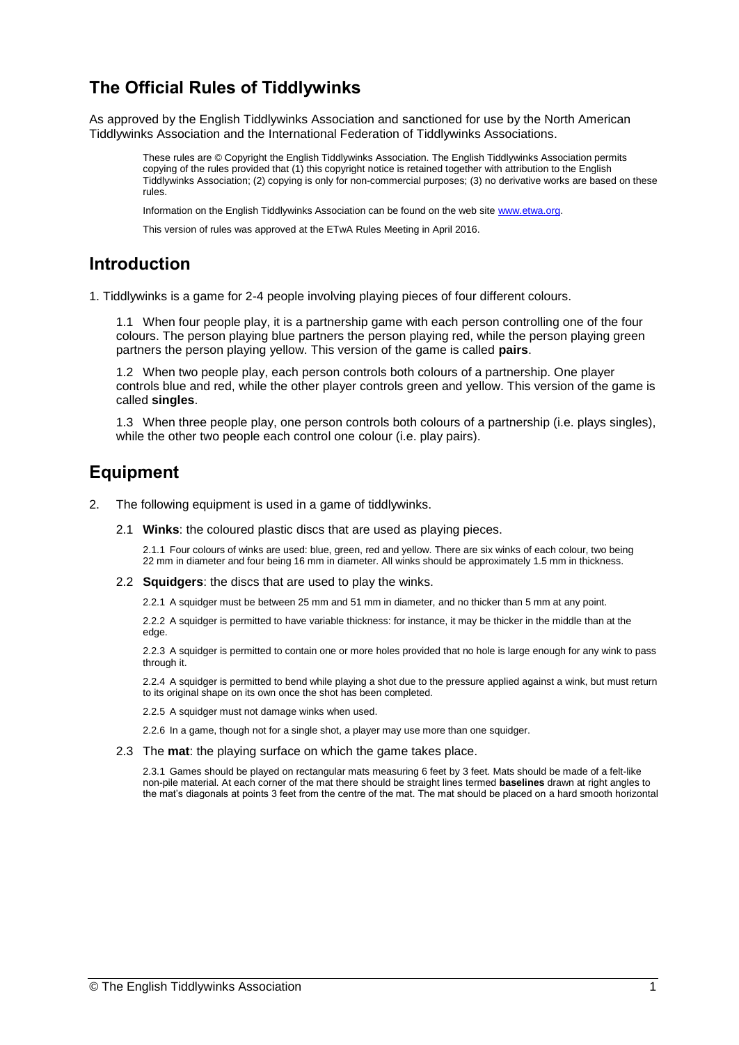# The Official Rules of Tiddlywinks

As approved by the English Tiddlywinks Association and sanctioned for use by the North American Tiddlywinks Association and the International Federation of Tiddlywinks Associations.

> These rules are © Copyright the English Tiddlywinks Association. The English Tiddlywinks Association permits copying of the rules provided that (1) this copyright notice is retained together with attribution to the English Tiddlywinks Association; (2) copying is only for non-commercial purposes; (3) no derivative works are based on these rules.
>
> Information on the English Tiddlywinks Association can be found on the web site [www.etwa.org](http://www.etwa.org).
>
> This version of rules was approved at the ETwA Rules Meeting in April 2016.

## Introduction

1. Tiddlywinks is a game for 2-4 people involving playing pieces of four different colours.

   1.1 When four people play, it is a partnership game with each person controlling one of the four colours. The person playing blue partners the person playing red, while the person playing green partners the person playing yellow. This version of the game is called **pairs**.

   1.2 When two people play, each person controls both colours of a partnership. One player controls blue and red, while the other player controls green and yellow. This version of the game is called **singles**.

   1.3 When three people play, one person controls both colours of a partnership (i.e. plays singles), while the other two people each control one colour (i.e. play pairs).

## Equipment

2. The following equipment is used in a game of tiddlywinks.

   2.1 **Winks**: the coloured plastic discs that are used as playing pieces.

   2.1.1 Four colours of winks are used: blue, green, red and yellow. There are six winks of each colour, two being 22 mm in diameter and four being 16 mm in diameter. All winks should be approximately 1.5 mm in thickness.

   2.2 **Squidgers**: the discs that are used to play the winks.

   2.2.1 A squidger must be between 25 mm and 51 mm in diameter, and no thicker than 5 mm at any point.

   2.2.2 A squidger is permitted to have variable thickness: for instance, it may be thicker in the middle than at the edge.

   2.2.3 A squidger is permitted to contain one or more holes provided that no hole is large enough for any wink to pass through it.

   2.2.4 A squidger is permitted to bend while playing a shot due to the pressure applied against a wink, but must return to its original shape on its own once the shot has been completed.

   2.2.5 A squidger must not damage winks when used.

   2.2.6 In a game, though not for a single shot, a player may use more than one squidger.

   2.3 The **mat**: the playing surface on which the game takes place.

   2.3.1 Games should be played on rectangular mats measuring 6 feet by 3 feet. Mats should be made of a felt-like non-pile material. At each corner of the mat there should be straight lines termed **baselines** drawn at right angles to the mat's diagonals at points 3 feet from the centre of the mat. The mat should be placed on a hard smooth horizontal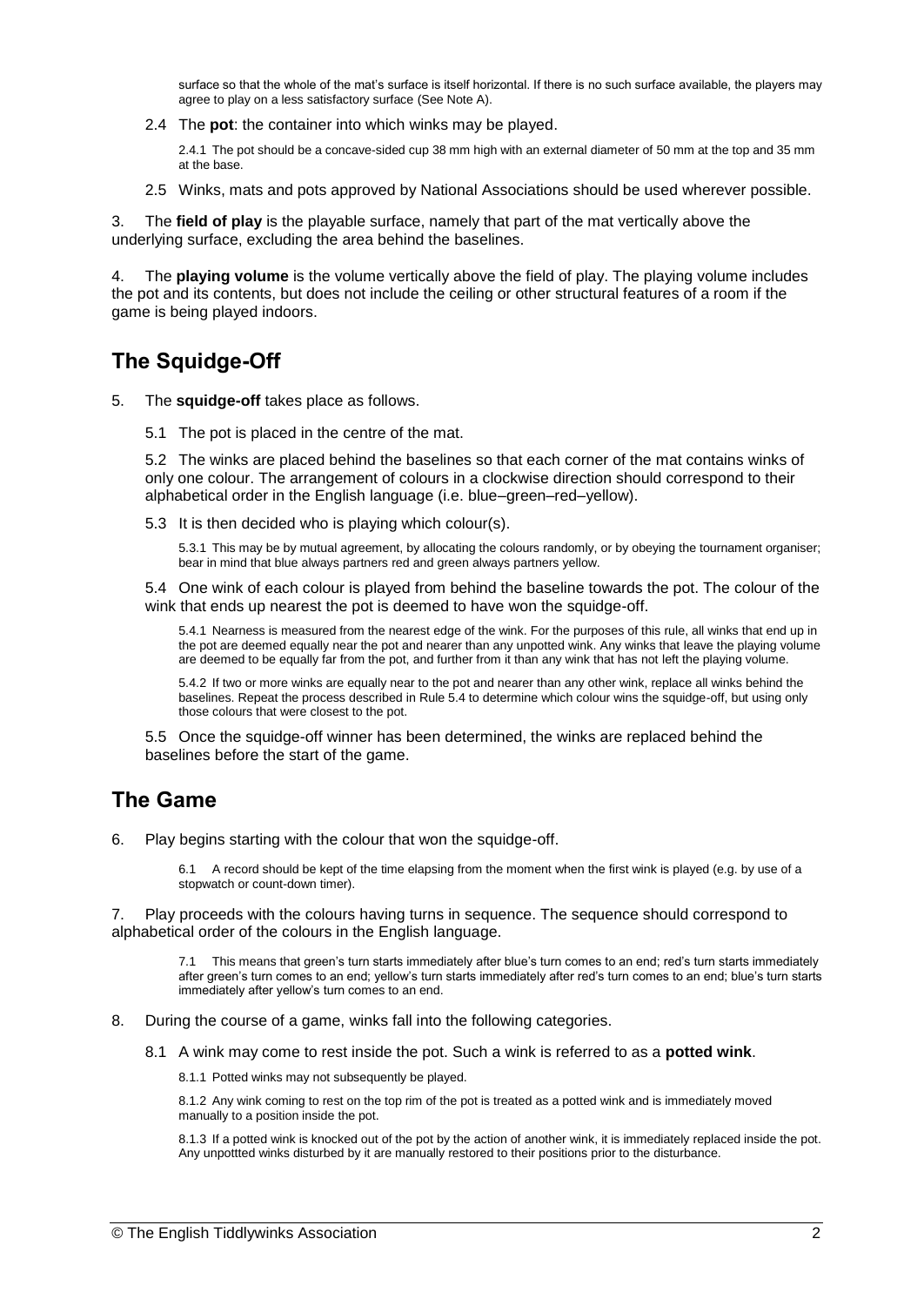surface so that the whole of the mat's surface is itself horizontal. If there is no such surface available, the players may agree to play on a less satisfactory surface (See Note A).

2.4 The **pot**: the container into which winks may be played.

2.4.1 The pot should be a concave-sided cup 38 mm high with an external diameter of 50 mm at the top and 35 mm at the base.

2.5 Winks, mats and pots approved by National Associations should be used wherever possible.

3. The **field of play** is the playable surface, namely that part of the mat vertically above the underlying surface, excluding the area behind the baselines.

4. The **playing volume** is the volume vertically above the field of play. The playing volume includes the pot and its contents, but does not include the ceiling or other structural features of a room if the game is being played indoors.

## The Squidge-Off

5. The **squidge-off** takes place as follows.

5.1 The pot is placed in the centre of the mat.

5.2 The winks are placed behind the baselines so that each corner of the mat contains winks of only one colour. The arrangement of colours in a clockwise direction should correspond to their alphabetical order in the English language (i.e. blue–green–red–yellow).

5.3 It is then decided who is playing which colour(s).

5.3.1 This may be by mutual agreement, by allocating the colours randomly, or by obeying the tournament organiser; bear in mind that blue always partners red and green always partners yellow.

5.4 One wink of each colour is played from behind the baseline towards the pot. The colour of the wink that ends up nearest the pot is deemed to have won the squidge-off.

5.4.1 Nearness is measured from the nearest edge of the wink. For the purposes of this rule, all winks that end up in the pot are deemed equally near the pot and nearer than any unpotted wink. Any winks that leave the playing volume are deemed to be equally far from the pot, and further from it than any wink that has not left the playing volume.

5.4.2 If two or more winks are equally near to the pot and nearer than any other wink, replace all winks behind the baselines. Repeat the process described in Rule 5.4 to determine which colour wins the squidge-off, but using only those colours that were closest to the pot.

5.5 Once the squidge-off winner has been determined, the winks are replaced behind the baselines before the start of the game.

## The Game

6. Play begins starting with the colour that won the squidge-off.

6.1 A record should be kept of the time elapsing from the moment when the first wink is played (e.g. by use of a stopwatch or count-down timer).

7. Play proceeds with the colours having turns in sequence. The sequence should correspond to alphabetical order of the colours in the English language.

7.1 This means that green's turn starts immediately after blue's turn comes to an end; red's turn starts immediately after green's turn comes to an end; yellow's turn starts immediately after red's turn comes to an end; blue's turn starts immediately after yellow's turn comes to an end.

8. During the course of a game, winks fall into the following categories.

8.1 A wink may come to rest inside the pot. Such a wink is referred to as a **potted wink**.

8.1.1 Potted winks may not subsequently be played.

8.1.2 Any wink coming to rest on the top rim of the pot is treated as a potted wink and is immediately moved manually to a position inside the pot.

8.1.3 If a potted wink is knocked out of the pot by the action of another wink, it is immediately replaced inside the pot. Any unpottted winks disturbed by it are manually restored to their positions prior to the disturbance.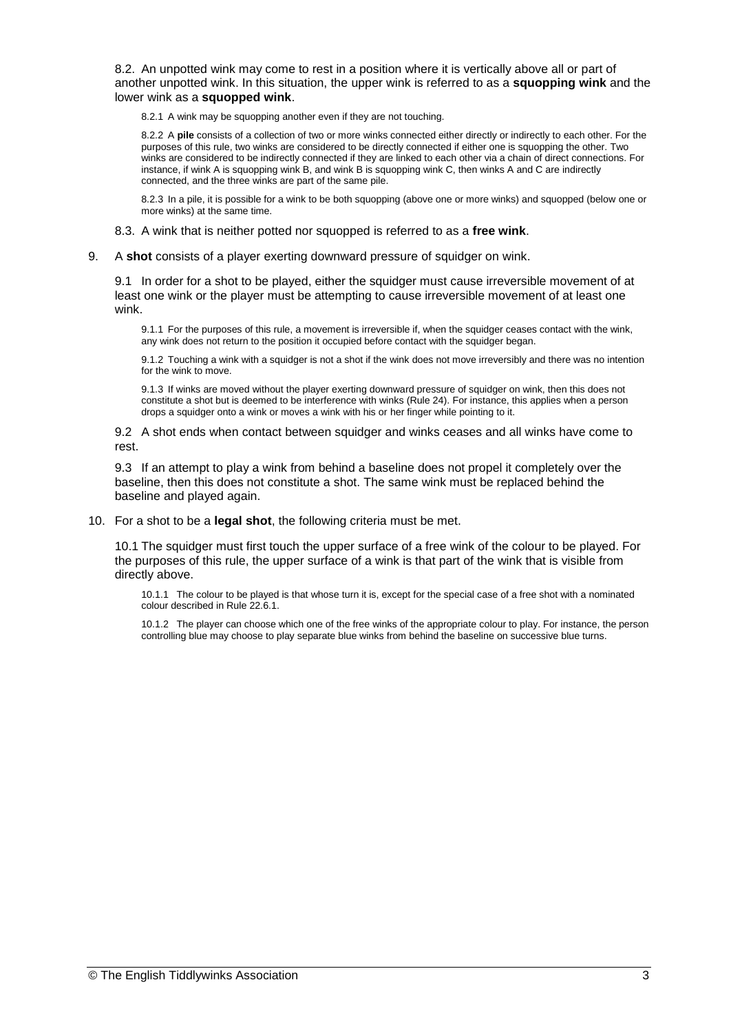8.2. An unpotted wink may come to rest in a position where it is vertically above all or part of another unpotted wink. In this situation, the upper wink is referred to as a **squopping wink** and the lower wink as a **squopped wink**.

8.2.1 A wink may be squopping another even if they are not touching.

8.2.2 A **pile** consists of a collection of two or more winks connected either directly or indirectly to each other. For the purposes of this rule, two winks are considered to be directly connected if either one is squopping the other. Two winks are considered to be indirectly connected if they are linked to each other via a chain of direct connections. For instance, if wink A is squopping wink B, and wink B is squopping wink C, then winks A and C are indirectly connected, and the three winks are part of the same pile.

8.2.3 In a pile, it is possible for a wink to be both squopping (above one or more winks) and squopped (below one or more winks) at the same time.

8.3. A wink that is neither potted nor squopped is referred to as a **free wink**.

9. A **shot** consists of a player exerting downward pressure of squidger on wink.

9.1 In order for a shot to be played, either the squidger must cause irreversible movement of at least one wink or the player must be attempting to cause irreversible movement of at least one wink.

9.1.1 For the purposes of this rule, a movement is irreversible if, when the squidger ceases contact with the wink, any wink does not return to the position it occupied before contact with the squidger began.

9.1.2 Touching a wink with a squidger is not a shot if the wink does not move irreversibly and there was no intention for the wink to move.

9.1.3 If winks are moved without the player exerting downward pressure of squidger on wink, then this does not constitute a shot but is deemed to be interference with winks (Rule 24). For instance, this applies when a person drops a squidger onto a wink or moves a wink with his or her finger while pointing to it.

9.2 A shot ends when contact between squidger and winks ceases and all winks have come to rest.

9.3 If an attempt to play a wink from behind a baseline does not propel it completely over the baseline, then this does not constitute a shot. The same wink must be replaced behind the baseline and played again.

10. For a shot to be a **legal shot**, the following criteria must be met.

10.1 The squidger must first touch the upper surface of a free wink of the colour to be played. For the purposes of this rule, the upper surface of a wink is that part of the wink that is visible from directly above.

10.1.1 The colour to be played is that whose turn it is, except for the special case of a free shot with a nominated colour described in Rule 22.6.1.

10.1.2 The player can choose which one of the free winks of the appropriate colour to play. For instance, the person controlling blue may choose to play separate blue winks from behind the baseline on successive blue turns.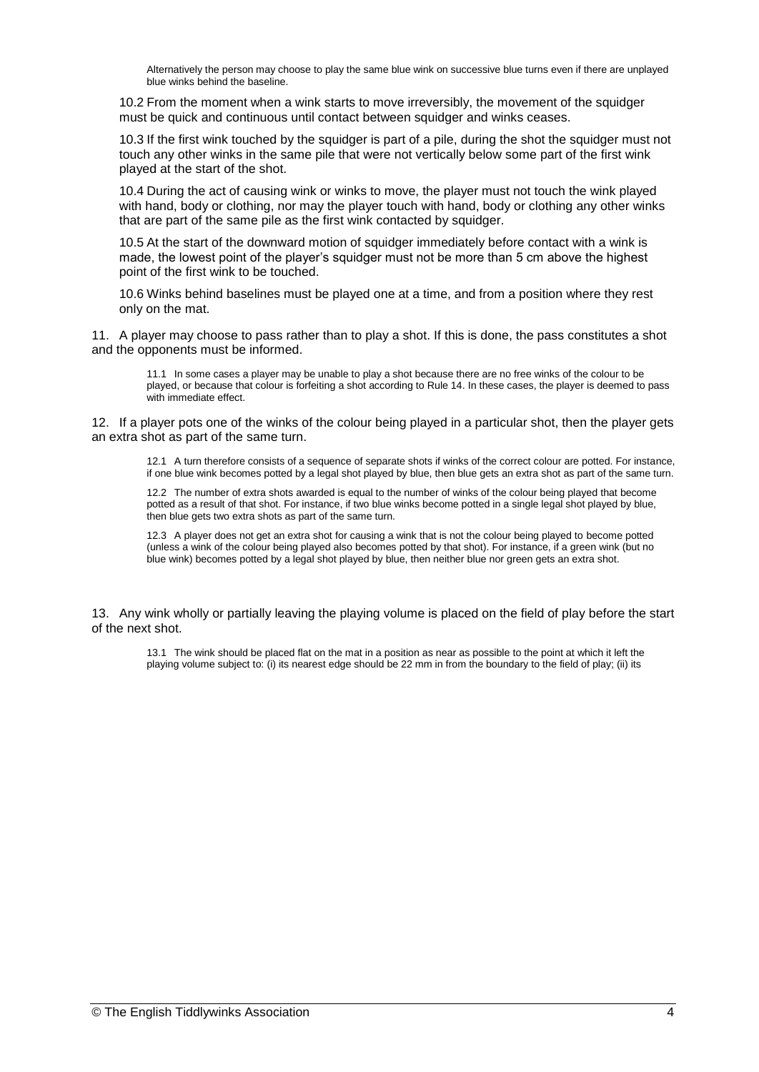Alternatively the person may choose to play the same blue wink on successive blue turns even if there are unplayed blue winks behind the baseline.

10.2 From the moment when a wink starts to move irreversibly, the movement of the squidger must be quick and continuous until contact between squidger and winks ceases.

10.3 If the first wink touched by the squidger is part of a pile, during the shot the squidger must not touch any other winks in the same pile that were not vertically below some part of the first wink played at the start of the shot.

10.4 During the act of causing wink or winks to move, the player must not touch the wink played with hand, body or clothing, nor may the player touch with hand, body or clothing any other winks that are part of the same pile as the first wink contacted by squidger.

10.5 At the start of the downward motion of squidger immediately before contact with a wink is made, the lowest point of the player's squidger must not be more than 5 cm above the highest point of the first wink to be touched.

10.6 Winks behind baselines must be played one at a time, and from a position where they rest only on the mat.

11. A player may choose to pass rather than to play a shot. If this is done, the pass constitutes a shot and the opponents must be informed.

11.1 In some cases a player may be unable to play a shot because there are no free winks of the colour to be played, or because that colour is forfeiting a shot according to Rule 14. In these cases, the player is deemed to pass with immediate effect.

12. If a player pots one of the winks of the colour being played in a particular shot, then the player gets an extra shot as part of the same turn.

12.1 A turn therefore consists of a sequence of separate shots if winks of the correct colour are potted. For instance, if one blue wink becomes potted by a legal shot played by blue, then blue gets an extra shot as part of the same turn.

12.2 The number of extra shots awarded is equal to the number of winks of the colour being played that become potted as a result of that shot. For instance, if two blue winks become potted in a single legal shot played by blue, then blue gets two extra shots as part of the same turn.

12.3 A player does not get an extra shot for causing a wink that is not the colour being played to become potted (unless a wink of the colour being played also becomes potted by that shot). For instance, if a green wink (but no blue wink) becomes potted by a legal shot played by blue, then neither blue nor green gets an extra shot.

13. Any wink wholly or partially leaving the playing volume is placed on the field of play before the start of the next shot.

13.1 The wink should be placed flat on the mat in a position as near as possible to the point at which it left the playing volume subject to: (i) its nearest edge should be 22 mm in from the boundary to the field of play; (ii) its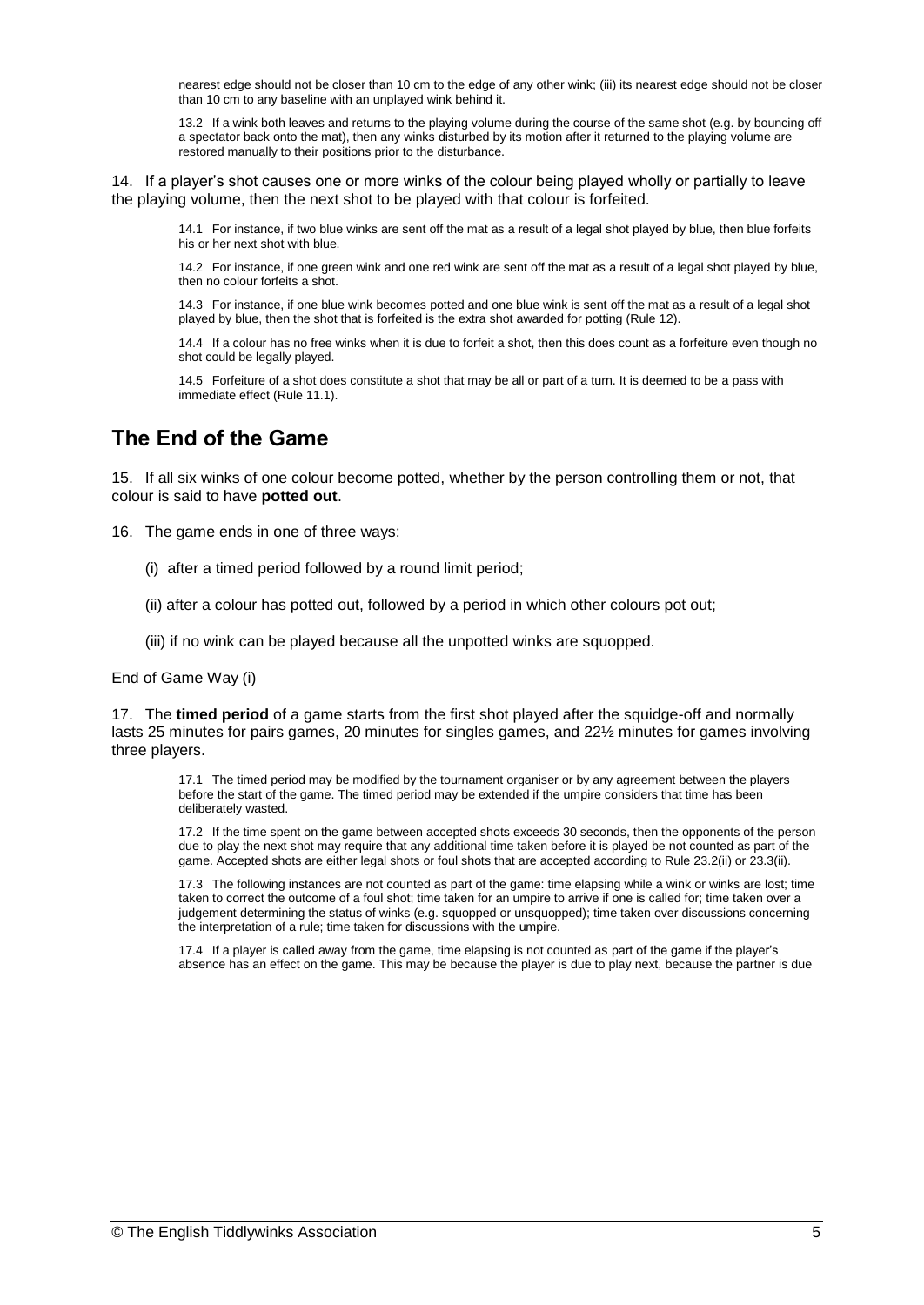nearest edge should not be closer than 10 cm to the edge of any other wink; (iii) its nearest edge should not be closer than 10 cm to any baseline with an unplayed wink behind it.

13.2 If a wink both leaves and returns to the playing volume during the course of the same shot (e.g. by bouncing off a spectator back onto the mat), then any winks disturbed by its motion after it returned to the playing volume are restored manually to their positions prior to the disturbance.

14. If a player's shot causes one or more winks of the colour being played wholly or partially to leave the playing volume, then the next shot to be played with that colour is forfeited.

14.1 For instance, if two blue winks are sent off the mat as a result of a legal shot played by blue, then blue forfeits his or her next shot with blue.

14.2 For instance, if one green wink and one red wink are sent off the mat as a result of a legal shot played by blue, then no colour forfeits a shot.

14.3 For instance, if one blue wink becomes potted and one blue wink is sent off the mat as a result of a legal shot played by blue, then the shot that is forfeited is the extra shot awarded for potting (Rule 12).

14.4 If a colour has no free winks when it is due to forfeit a shot, then this does count as a forfeiture even though no shot could be legally played.

14.5 Forfeiture of a shot does constitute a shot that may be all or part of a turn. It is deemed to be a pass with immediate effect (Rule 11.1).

## The End of the Game

15. If all six winks of one colour become potted, whether by the person controlling them or not, that colour is said to have **potted out**.

16. The game ends in one of three ways:

(i) after a timed period followed by a round limit period;

(ii) after a colour has potted out, followed by a period in which other colours pot out;

(iii) if no wink can be played because all the unpotted winks are squopped.

End of Game Way (i)

17. The **timed period** of a game starts from the first shot played after the squidge-off and normally lasts 25 minutes for pairs games, 20 minutes for singles games, and 22½ minutes for games involving three players.

17.1 The timed period may be modified by the tournament organiser or by any agreement between the players before the start of the game. The timed period may be extended if the umpire considers that time has been deliberately wasted.

17.2 If the time spent on the game between accepted shots exceeds 30 seconds, then the opponents of the person due to play the next shot may require that any additional time taken before it is played be not counted as part of the game. Accepted shots are either legal shots or foul shots that are accepted according to Rule 23.2(ii) or 23.3(ii).

17.3 The following instances are not counted as part of the game: time elapsing while a wink or winks are lost; time taken to correct the outcome of a foul shot; time taken for an umpire to arrive if one is called for; time taken over a judgement determining the status of winks (e.g. squopped or unsquopped); time taken over discussions concerning the interpretation of a rule; time taken for discussions with the umpire.

17.4 If a player is called away from the game, time elapsing is not counted as part of the game if the player's absence has an effect on the game. This may be because the player is due to play next, because the partner is due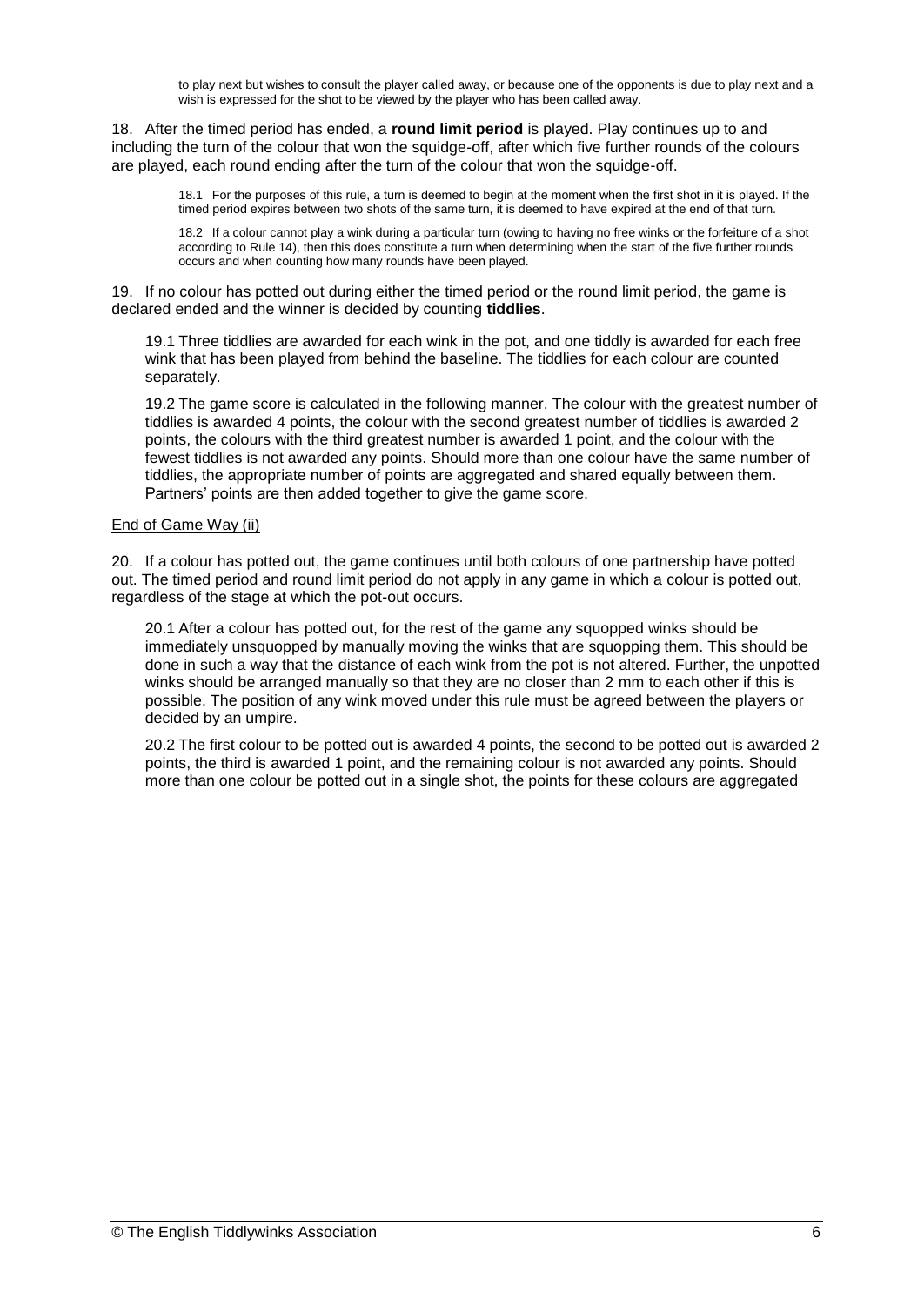to play next but wishes to consult the player called away, or because one of the opponents is due to play next and a wish is expressed for the shot to be viewed by the player who has been called away.

18. After the timed period has ended, a **round limit period** is played. Play continues up to and including the turn of the colour that won the squidge-off, after which five further rounds of the colours are played, each round ending after the turn of the colour that won the squidge-off.

18.1 For the purposes of this rule, a turn is deemed to begin at the moment when the first shot in it is played. If the timed period expires between two shots of the same turn, it is deemed to have expired at the end of that turn.

18.2 If a colour cannot play a wink during a particular turn (owing to having no free winks or the forfeiture of a shot according to Rule 14), then this does constitute a turn when determining when the start of the five further rounds occurs and when counting how many rounds have been played.

19. If no colour has potted out during either the timed period or the round limit period, the game is declared ended and the winner is decided by counting **tiddlies**.

19.1 Three tiddlies are awarded for each wink in the pot, and one tiddly is awarded for each free wink that has been played from behind the baseline. The tiddlies for each colour are counted separately.

19.2 The game score is calculated in the following manner. The colour with the greatest number of tiddlies is awarded 4 points, the colour with the second greatest number of tiddlies is awarded 2 points, the colours with the third greatest number is awarded 1 point, and the colour with the fewest tiddlies is not awarded any points. Should more than one colour have the same number of tiddlies, the appropriate number of points are aggregated and shared equally between them. Partners' points are then added together to give the game score.

<u>End of Game Way (ii)</u>

20. If a colour has potted out, the game continues until both colours of one partnership have potted out. The timed period and round limit period do not apply in any game in which a colour is potted out, regardless of the stage at which the pot-out occurs.

20.1 After a colour has potted out, for the rest of the game any squopped winks should be immediately unsquopped by manually moving the winks that are squopping them. This should be done in such a way that the distance of each wink from the pot is not altered. Further, the unpotted winks should be arranged manually so that they are no closer than 2 mm to each other if this is possible. The position of any wink moved under this rule must be agreed between the players or decided by an umpire.

20.2 The first colour to be potted out is awarded 4 points, the second to be potted out is awarded 2 points, the third is awarded 1 point, and the remaining colour is not awarded any points. Should more than one colour be potted out in a single shot, the points for these colours are aggregated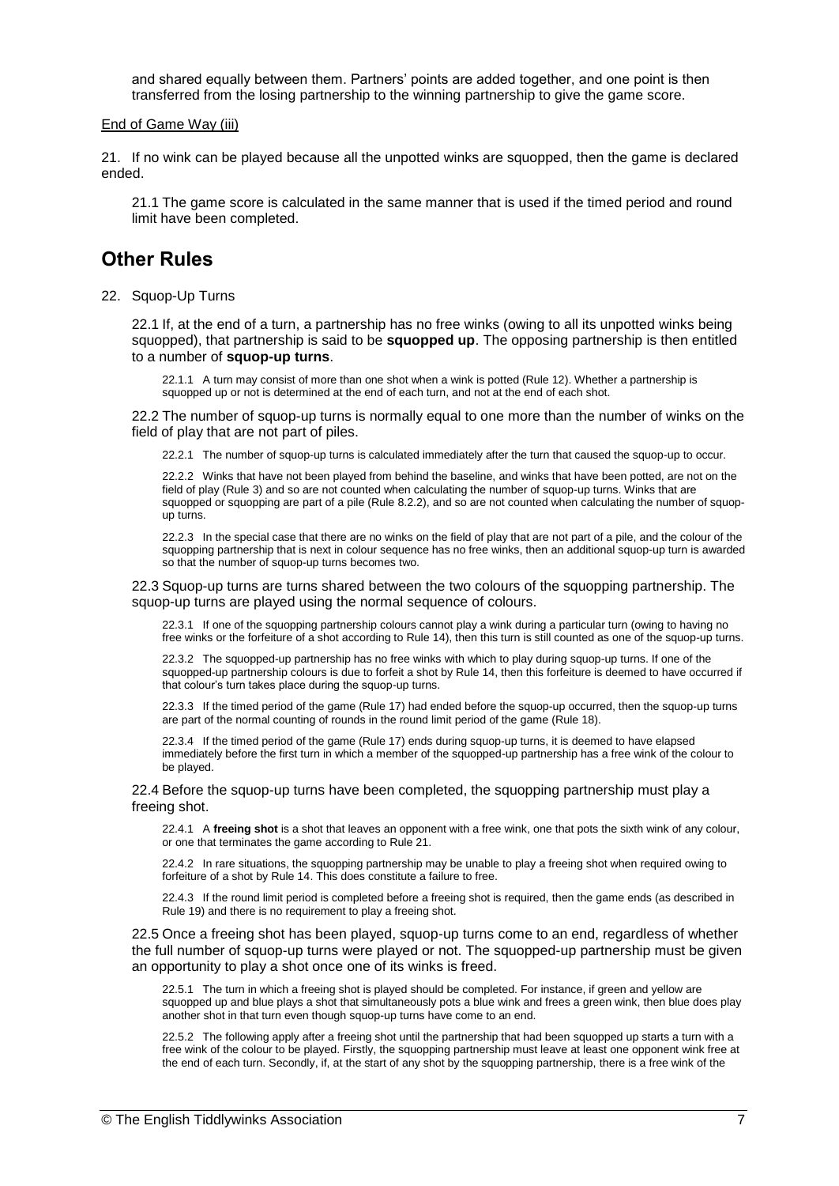and shared equally between them. Partners' points are added together, and one point is then transferred from the losing partnership to the winning partnership to give the game score.

End of Game Way (iii)

21. If no wink can be played because all the unpotted winks are squopped, then the game is declared ended.

21.1 The game score is calculated in the same manner that is used if the timed period and round limit have been completed.

## Other Rules

22. Squop-Up Turns

22.1 If, at the end of a turn, a partnership has no free winks (owing to all its unpotted winks being squopped), that partnership is said to be **squopped up**. The opposing partnership is then entitled to a number of **squop-up turns**.

22.1.1 A turn may consist of more than one shot when a wink is potted (Rule 12). Whether a partnership is squopped up or not is determined at the end of each turn, and not at the end of each shot.

22.2 The number of squop-up turns is normally equal to one more than the number of winks on the field of play that are not part of piles.

22.2.1 The number of squop-up turns is calculated immediately after the turn that caused the squop-up to occur.

22.2.2 Winks that have not been played from behind the baseline, and winks that have been potted, are not on the field of play (Rule 3) and so are not counted when calculating the number of squop-up turns. Winks that are squopped or squopping are part of a pile (Rule 8.2.2), and so are not counted when calculating the number of squop-up turns.

22.2.3 In the special case that there are no winks on the field of play that are not part of a pile, and the colour of the squopping partnership that is next in colour sequence has no free winks, then an additional squop-up turn is awarded so that the number of squop-up turns becomes two.

22.3 Squop-up turns are turns shared between the two colours of the squopping partnership. The squop-up turns are played using the normal sequence of colours.

22.3.1 If one of the squopping partnership colours cannot play a wink during a particular turn (owing to having no free winks or the forfeiture of a shot according to Rule 14), then this turn is still counted as one of the squop-up turns.

22.3.2 The squopped-up partnership has no free winks with which to play during squop-up turns. If one of the squopped-up partnership colours is due to forfeit a shot by Rule 14, then this forfeiture is deemed to have occurred if that colour's turn takes place during the squop-up turns.

22.3.3 If the timed period of the game (Rule 17) had ended before the squop-up occurred, then the squop-up turns are part of the normal counting of rounds in the round limit period of the game (Rule 18).

22.3.4 If the timed period of the game (Rule 17) ends during squop-up turns, it is deemed to have elapsed immediately before the first turn in which a member of the squopped-up partnership has a free wink of the colour to be played.

22.4 Before the squop-up turns have been completed, the squopping partnership must play a freeing shot.

22.4.1 A **freeing shot** is a shot that leaves an opponent with a free wink, one that pots the sixth wink of any colour, or one that terminates the game according to Rule 21.

22.4.2 In rare situations, the squopping partnership may be unable to play a freeing shot when required owing to forfeiture of a shot by Rule 14. This does constitute a failure to free.

22.4.3 If the round limit period is completed before a freeing shot is required, then the game ends (as described in Rule 19) and there is no requirement to play a freeing shot.

22.5 Once a freeing shot has been played, squop-up turns come to an end, regardless of whether the full number of squop-up turns were played or not. The squopped-up partnership must be given an opportunity to play a shot once one of its winks is freed.

22.5.1 The turn in which a freeing shot is played should be completed. For instance, if green and yellow are squopped up and blue plays a shot that simultaneously pots a blue wink and frees a green wink, then blue does play another shot in that turn even though squop-up turns have come to an end.

22.5.2 The following apply after a freeing shot until the partnership that had been squopped up starts a turn with a free wink of the colour to be played. Firstly, the squopping partnership must leave at least one opponent wink free at the end of each turn. Secondly, if, at the start of any shot by the squopping partnership, there is a free wink of the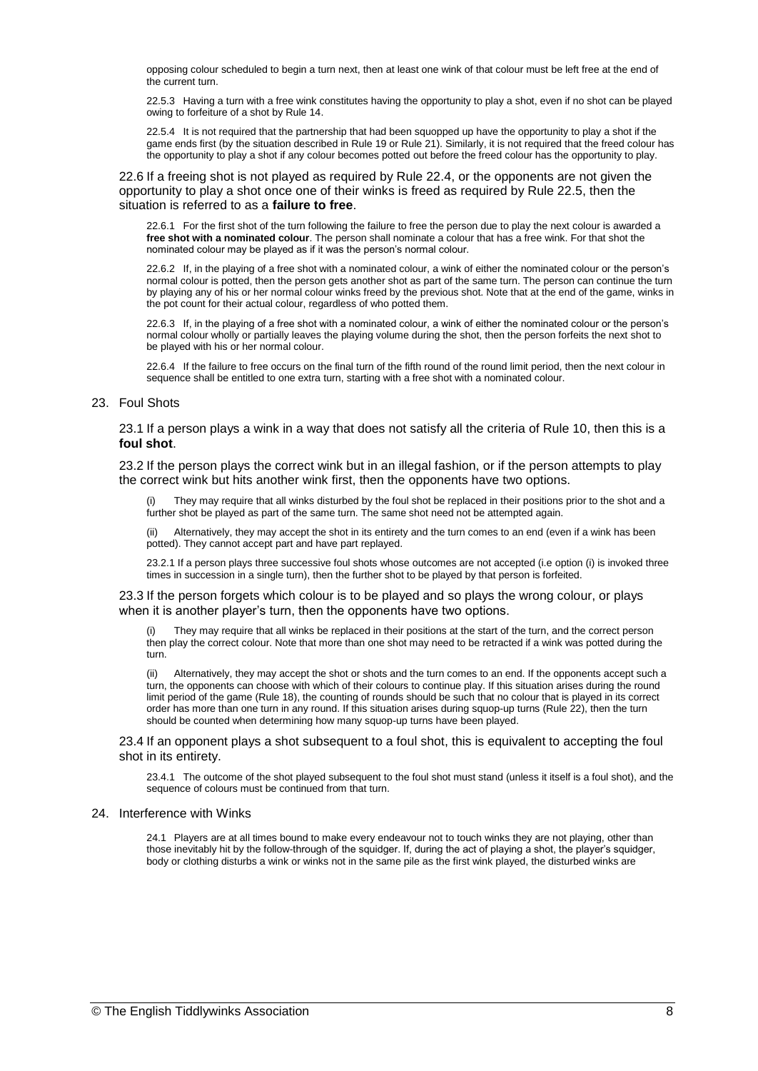opposing colour scheduled to begin a turn next, then at least one wink of that colour must be left free at the end of the current turn.

22.5.3 Having a turn with a free wink constitutes having the opportunity to play a shot, even if no shot can be played owing to forfeiture of a shot by Rule 14.

22.5.4 It is not required that the partnership that had been squopped up have the opportunity to play a shot if the game ends first (by the situation described in Rule 19 or Rule 21). Similarly, it is not required that the freed colour has the opportunity to play a shot if any colour becomes potted out before the freed colour has the opportunity to play.

22.6 If a freeing shot is not played as required by Rule 22.4, or the opponents are not given the opportunity to play a shot once one of their winks is freed as required by Rule 22.5, then the situation is referred to as a **failure to free**.

22.6.1 For the first shot of the turn following the failure to free the person due to play the next colour is awarded a **free shot with a nominated colour**. The person shall nominate a colour that has a free wink. For that shot the nominated colour may be played as if it was the person's normal colour.

22.6.2 If, in the playing of a free shot with a nominated colour, a wink of either the nominated colour or the person's normal colour is potted, then the person gets another shot as part of the same turn. The person can continue the turn by playing any of his or her normal colour winks freed by the previous shot. Note that at the end of the game, winks in the pot count for their actual colour, regardless of who potted them.

22.6.3 If, in the playing of a free shot with a nominated colour, a wink of either the nominated colour or the person's normal colour wholly or partially leaves the playing volume during the shot, then the person forfeits the next shot to be played with his or her normal colour.

22.6.4 If the failure to free occurs on the final turn of the fifth round of the round limit period, then the next colour in sequence shall be entitled to one extra turn, starting with a free shot with a nominated colour.

## 23. Foul Shots

23.1 If a person plays a wink in a way that does not satisfy all the criteria of Rule 10, then this is a **foul shot**.

23.2 If the person plays the correct wink but in an illegal fashion, or if the person attempts to play the correct wink but hits another wink first, then the opponents have two options.

(i) They may require that all winks disturbed by the foul shot be replaced in their positions prior to the shot and a further shot be played as part of the same turn. The same shot need not be attempted again.

(ii) Alternatively, they may accept the shot in its entirety and the turn comes to an end (even if a wink has been potted). They cannot accept part and have part replayed.

23.2.1 If a person plays three successive foul shots whose outcomes are not accepted (i.e option (i) is invoked three times in succession in a single turn), then the further shot to be played by that person is forfeited.

23.3 If the person forgets which colour is to be played and so plays the wrong colour, or plays when it is another player's turn, then the opponents have two options.

(i) They may require that all winks be replaced in their positions at the start of the turn, and the correct person then play the correct colour. Note that more than one shot may need to be retracted if a wink was potted during the turn.

(ii) Alternatively, they may accept the shot or shots and the turn comes to an end. If the opponents accept such a turn, the opponents can choose with which of their colours to continue play. If this situation arises during the round limit period of the game (Rule 18), the counting of rounds should be such that no colour that is played in its correct order has more than one turn in any round. If this situation arises during squop-up turns (Rule 22), then the turn should be counted when determining how many squop-up turns have been played.

23.4 If an opponent plays a shot subsequent to a foul shot, this is equivalent to accepting the foul shot in its entirety.

23.4.1 The outcome of the shot played subsequent to the foul shot must stand (unless it itself is a foul shot), and the sequence of colours must be continued from that turn.

## 24. Interference with Winks

24.1 Players are at all times bound to make every endeavour not to touch winks they are not playing, other than those inevitably hit by the follow-through of the squidger. If, during the act of playing a shot, the player's squidger, body or clothing disturbs a wink or winks not in the same pile as the first wink played, the disturbed winks are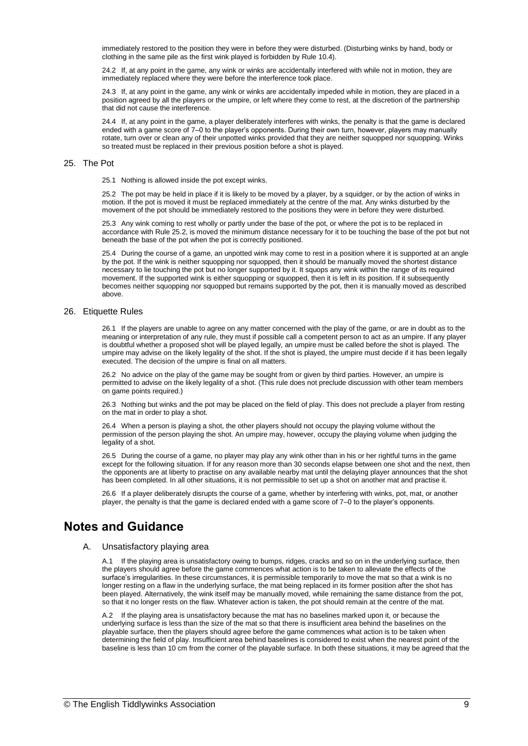immediately restored to the position they were in before they were disturbed. (Disturbing winks by hand, body or clothing in the same pile as the first wink played is forbidden by Rule 10.4).

24.2 If, at any point in the game, any wink or winks are accidentally interfered with while not in motion, they are immediately replaced where they were before the interference took place.

24.3 If, at any point in the game, any wink or winks are accidentally impeded while in motion, they are placed in a position agreed by all the players or the umpire, or left where they come to rest, at the discretion of the partnership that did not cause the interference.

24.4 If, at any point in the game, a player deliberately interferes with winks, the penalty is that the game is declared ended with a game score of 7–0 to the player's opponents. During their own turn, however, players may manually rotate, turn over or clean any of their unpotted winks provided that they are neither squopped nor squopping. Winks so treated must be replaced in their previous position before a shot is played.

## 25. The Pot

25.1 Nothing is allowed inside the pot except winks.

25.2 The pot may be held in place if it is likely to be moved by a player, by a squidger, or by the action of winks in motion. If the pot is moved it must be replaced immediately at the centre of the mat. Any winks disturbed by the movement of the pot should be immediately restored to the positions they were in before they were disturbed.

25.3 Any wink coming to rest wholly or partly under the base of the pot, or where the pot is to be replaced in accordance with Rule 25.2, is moved the minimum distance necessary for it to be touching the base of the pot but not beneath the base of the pot when the pot is correctly positioned.

25.4 During the course of a game, an unpotted wink may come to rest in a position where it is supported at an angle by the pot. If the wink is neither squopping nor squopped, then it should be manually moved the shortest distance necessary to lie touching the pot but no longer supported by it. It squops any wink within the range of its required movement. If the supported wink is either squopping or squopped, then it is left in its position. If it subsequently becomes neither squopping nor squopped but remains supported by the pot, then it is manually moved as described above.

## 26. Etiquette Rules

26.1 If the players are unable to agree on any matter concerned with the play of the game, or are in doubt as to the meaning or interpretation of any rule, they must if possible call a competent person to act as an umpire. If any player is doubtful whether a proposed shot will be played legally, an umpire must be called before the shot is played. The umpire may advise on the likely legality of the shot. If the shot is played, the umpire must decide if it has been legally executed. The decision of the umpire is final on all matters.

26.2 No advice on the play of the game may be sought from or given by third parties. However, an umpire is permitted to advise on the likely legality of a shot. (This rule does not preclude discussion with other team members on game points required.)

26.3 Nothing but winks and the pot may be placed on the field of play. This does not preclude a player from resting on the mat in order to play a shot.

26.4 When a person is playing a shot, the other players should not occupy the playing volume without the permission of the person playing the shot. An umpire may, however, occupy the playing volume when judging the legality of a shot.

26.5 During the course of a game, no player may play any wink other than in his or her rightful turns in the game except for the following situation. If for any reason more than 30 seconds elapse between one shot and the next, then the opponents are at liberty to practise on any available nearby mat until the delaying player announces that the shot has been completed. In all other situations, it is not permissible to set up a shot on another mat and practise it.

26.6 If a player deliberately disrupts the course of a game, whether by interfering with winks, pot, mat, or another player, the penalty is that the game is declared ended with a game score of 7–0 to the player's opponents.

# Notes and Guidance

### A. Unsatisfactory playing area

A.1 If the playing area is unsatisfactory owing to bumps, ridges, cracks and so on in the underlying surface, then the players should agree before the game commences what action is to be taken to alleviate the effects of the surface's irregularities. In these circumstances, it is permissible temporarily to move the mat so that a wink is no longer resting on a flaw in the underlying surface, the mat being replaced in its former position after the shot has been played. Alternatively, the wink itself may be manually moved, while remaining the same distance from the pot, so that it no longer rests on the flaw. Whatever action is taken, the pot should remain at the centre of the mat.

A.2 If the playing area is unsatisfactory because the mat has no baselines marked upon it, or because the underlying surface is less than the size of the mat so that there is insufficient area behind the baselines on the playable surface, then the players should agree before the game commences what action is to be taken when determining the field of play. Insufficient area behind baselines is considered to exist when the nearest point of the baseline is less than 10 cm from the corner of the playable surface. In both these situations, it may be agreed that the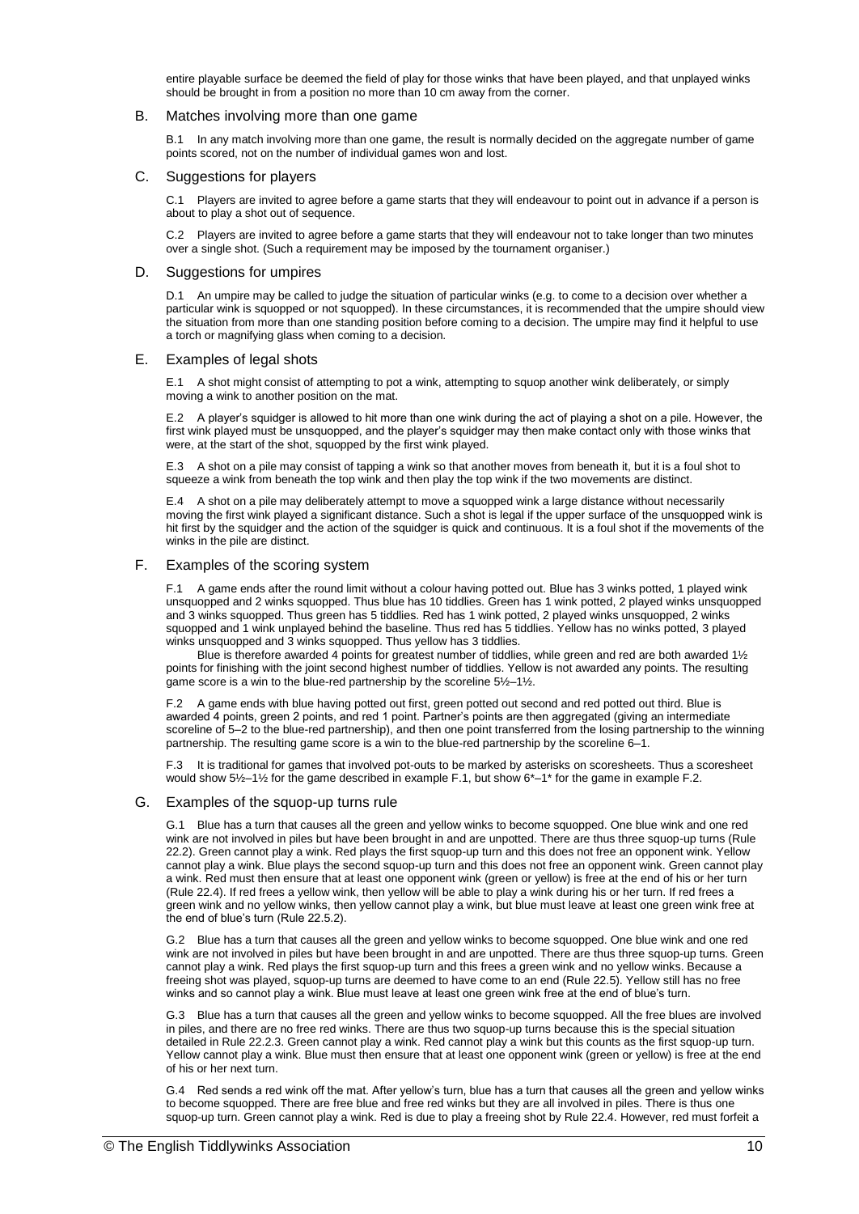entire playable surface be deemed the field of play for those winks that have been played, and that unplayed winks should be brought in from a position no more than 10 cm away from the corner.

## B. Matches involving more than one game

B.1 In any match involving more than one game, the result is normally decided on the aggregate number of game points scored, not on the number of individual games won and lost.

## C. Suggestions for players

C.1 Players are invited to agree before a game starts that they will endeavour to point out in advance if a person is about to play a shot out of sequence.

C.2 Players are invited to agree before a game starts that they will endeavour not to take longer than two minutes over a single shot. (Such a requirement may be imposed by the tournament organiser.)

## D. Suggestions for umpires

D.1 An umpire may be called to judge the situation of particular winks (e.g. to come to a decision over whether a particular wink is squopped or not squopped). In these circumstances, it is recommended that the umpire should view the situation from more than one standing position before coming to a decision. The umpire may find it helpful to use a torch or magnifying glass when coming to a decision.

## E. Examples of legal shots

E.1 A shot might consist of attempting to pot a wink, attempting to squop another wink deliberately, or simply moving a wink to another position on the mat.

E.2 A player's squidger is allowed to hit more than one wink during the act of playing a shot on a pile. However, the first wink played must be unsquopped, and the player's squidger may then make contact only with those winks that were, at the start of the shot, squopped by the first wink played.

E.3 A shot on a pile may consist of tapping a wink so that another moves from beneath it, but it is a foul shot to squeeze a wink from beneath the top wink and then play the top wink if the two movements are distinct.

E.4 A shot on a pile may deliberately attempt to move a squopped wink a large distance without necessarily moving the first wink played a significant distance. Such a shot is legal if the upper surface of the unsquopped wink is hit first by the squidger and the action of the squidger is quick and continuous. It is a foul shot if the movements of the winks in the pile are distinct.

## F. Examples of the scoring system

F.1 A game ends after the round limit without a colour having potted out. Blue has 3 winks potted, 1 played wink unsquopped and 2 winks squopped. Thus blue has 10 tiddlies. Green has 1 wink potted, 2 played winks unsquopped and 3 winks squopped. Thus green has 5 tiddlies. Red has 1 wink potted, 2 played winks unsquopped, 2 winks squopped and 1 wink unplayed behind the baseline. Thus red has 5 tiddlies. Yellow has no winks potted, 3 played winks unsquopped and 3 winks squopped. Thus yellow has 3 tiddlies.

Blue is therefore awarded 4 points for greatest number of tiddlies, while green and red are both awarded 1½ points for finishing with the joint second highest number of tiddlies. Yellow is not awarded any points. The resulting game score is a win to the blue-red partnership by the scoreline 5½–1½.

F.2 A game ends with blue having potted out first, green potted out second and red potted out third. Blue is awarded 4 points, green 2 points, and red 1 point. Partner's points are then aggregated (giving an intermediate scoreline of 5–2 to the blue-red partnership), and then one point transferred from the losing partnership to the winning partnership. The resulting game score is a win to the blue-red partnership by the scoreline 6–1.

F.3 It is traditional for games that involved pot-outs to be marked by asterisks on scoresheets. Thus a scoresheet would show 5½–1½ for the game described in example F.1, but show 6*–1* for the game in example F.2.

## G. Examples of the squop-up turns rule

G.1 Blue has a turn that causes all the green and yellow winks to become squopped. One blue wink and one red wink are not involved in piles but have been brought in and are unpotted. There are thus three squop-up turns (Rule 22.2). Green cannot play a wink. Red plays the first squop-up turn and this does not free an opponent wink. Yellow cannot play a wink. Blue plays the second squop-up turn and this does not free an opponent wink. Green cannot play a wink. Red must then ensure that at least one opponent wink (green or yellow) is free at the end of his or her turn (Rule 22.4). If red frees a yellow wink, then yellow will be able to play a wink during his or her turn. If red frees a green wink and no yellow winks, then yellow cannot play a wink, but blue must leave at least one green wink free at the end of blue's turn (Rule 22.5.2).

G.2 Blue has a turn that causes all the green and yellow winks to become squopped. One blue wink and one red wink are not involved in piles but have been brought in and are unpotted. There are thus three squop-up turns. Green cannot play a wink. Red plays the first squop-up turn and this frees a green wink and no yellow winks. Because a freeing shot was played, squop-up turns are deemed to have come to an end (Rule 22.5). Yellow still has no free winks and so cannot play a wink. Blue must leave at least one green wink free at the end of blue's turn.

G.3 Blue has a turn that causes all the green and yellow winks to become squopped. All the free blues are involved in piles, and there are no free red winks. There are thus two squop-up turns because this is the special situation detailed in Rule 22.2.3. Green cannot play a wink. Red cannot play a wink but this counts as the first squop-up turn. Yellow cannot play a wink. Blue must then ensure that at least one opponent wink (green or yellow) is free at the end of his or her next turn.

G.4 Red sends a red wink off the mat. After yellow's turn, blue has a turn that causes all the green and yellow winks to become squopped. There are free blue and free red winks but they are all involved in piles. There is thus one squop-up turn. Green cannot play a wink. Red is due to play a freeing shot by Rule 22.4. However, red must forfeit a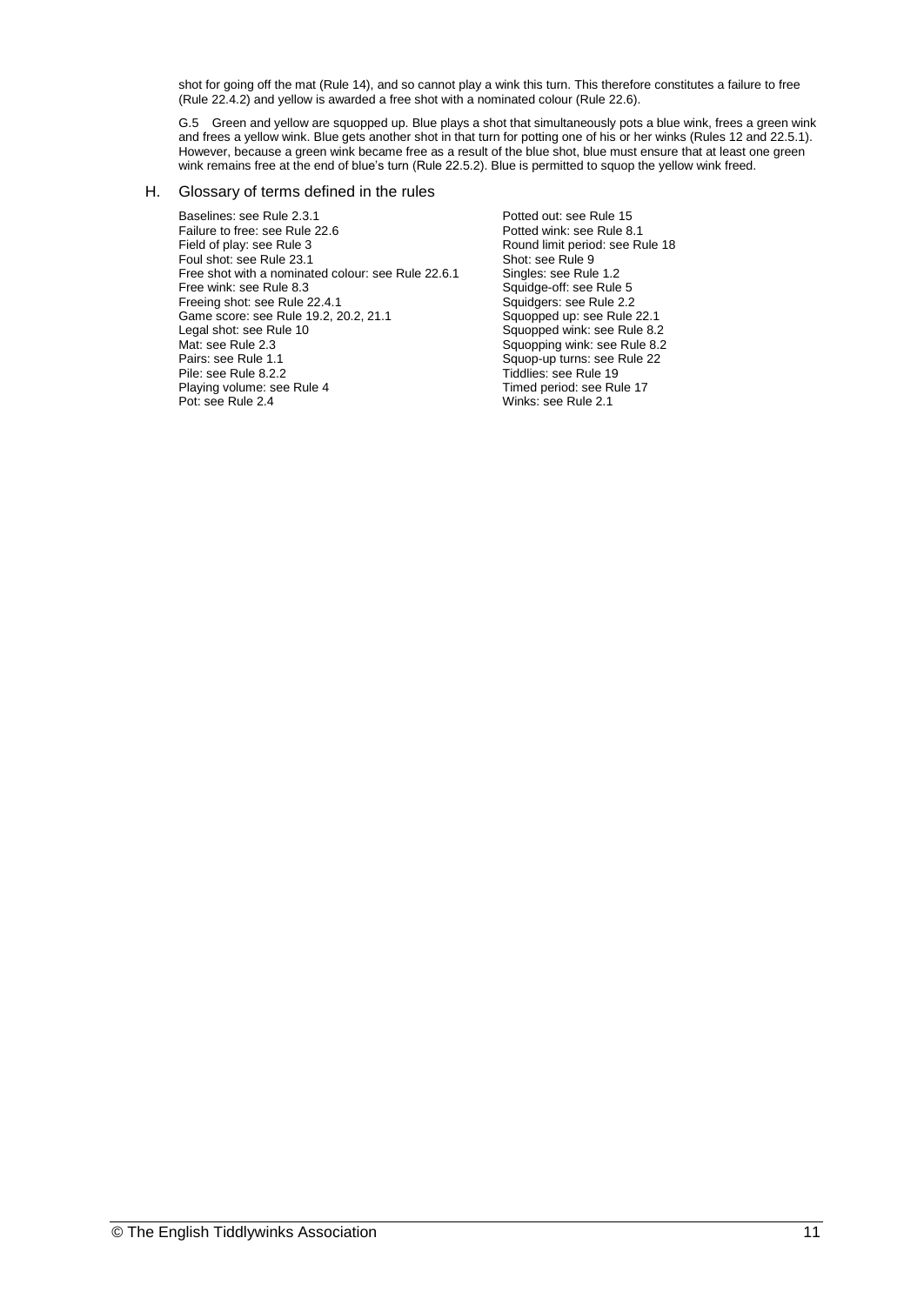shot for going off the mat (Rule 14), and so cannot play a wink this turn. This therefore constitutes a failure to free (Rule 22.4.2) and yellow is awarded a free shot with a nominated colour (Rule 22.6).

G.5 Green and yellow are squopped up. Blue plays a shot that simultaneously pots a blue wink, frees a green wink and frees a yellow wink. Blue gets another shot in that turn for potting one of his or her winks (Rules 12 and 22.5.1). However, because a green wink became free as a result of the blue shot, blue must ensure that at least one green wink remains free at the end of blue's turn (Rule 22.5.2). Blue is permitted to squop the yellow wink freed.

## H. Glossary of terms defined in the rules

Baselines: see Rule 2.3.1
Failure to free: see Rule 22.6
Field of play: see Rule 3
Foul shot: see Rule 23.1
Free shot with a nominated colour: see Rule 22.6.1
Free wink: see Rule 8.3
Freeing shot: see Rule 22.4.1
Game score: see Rule 19.2, 20.2, 21.1
Legal shot: see Rule 10
Mat: see Rule 2.3
Pairs: see Rule 1.1
Pile: see Rule 8.2.2
Playing volume: see Rule 4
Pot: see Rule 2.4
Potted out: see Rule 15
Potted wink: see Rule 8.1
Round limit period: see Rule 18
Shot: see Rule 9
Singles: see Rule 1.2
Squidge-off: see Rule 5
Squidgers: see Rule 2.2
Squopped up: see Rule 22.1
Squopped wink: see Rule 8.2
Squopping wink: see Rule 8.2
Squop-up turns: see Rule 22
Tiddlies: see Rule 19
Timed period: see Rule 17
Winks: see Rule 2.1